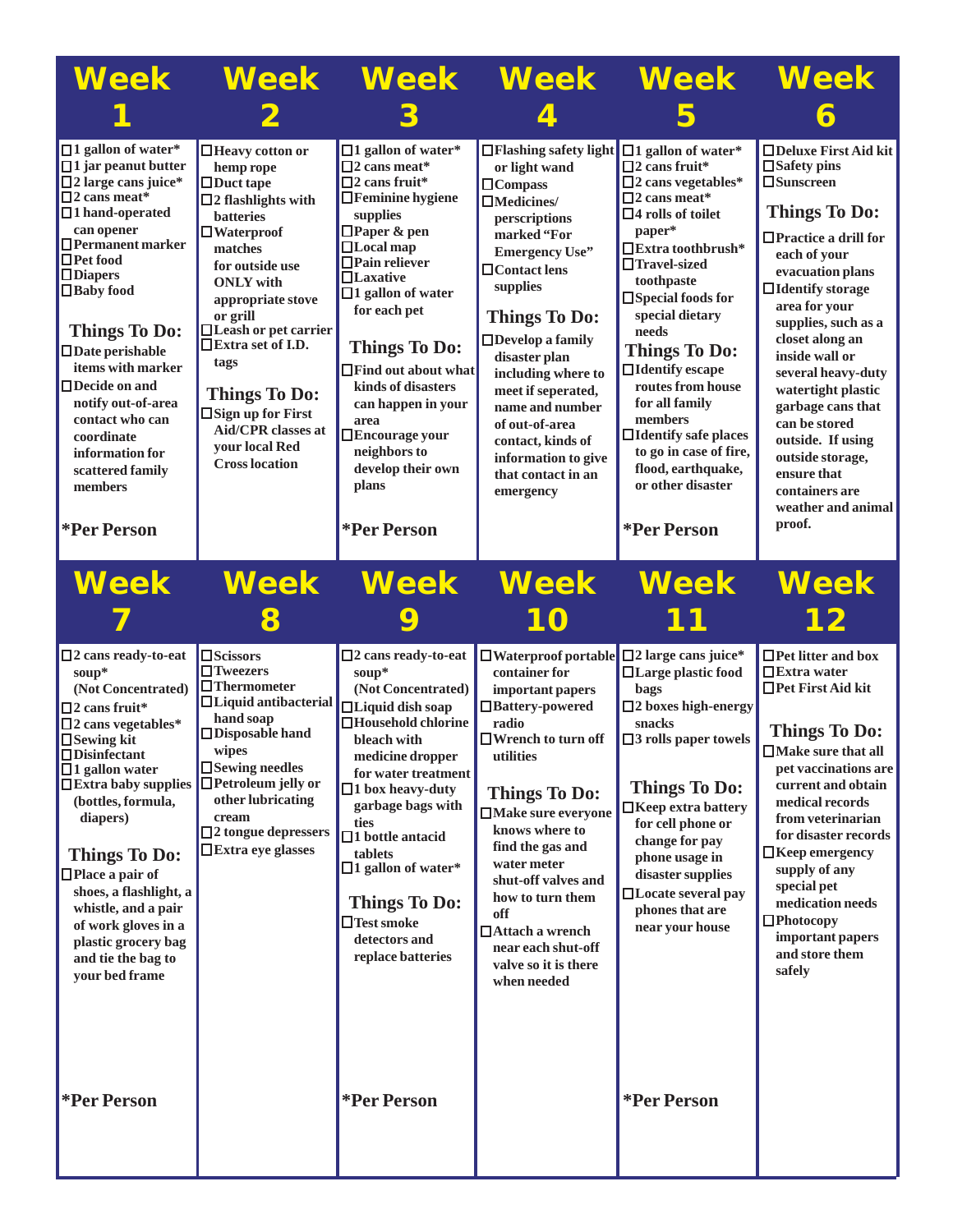## Week 1

- ☐ 1 gallon of water*
- ☐ 1 jar peanut butter
- ☐ 2 large cans juice*
- ☐ 2 cans meat*
- ☐ 1 hand-operated can opener
- ☐ Permanent marker
- ☐ Pet food
- ☐ Diapers
- ☐ Baby food

### Things To Do:

- ☐ Date perishable items with marker
- ☐ Decide on and notify out-of-area contact who can coordinate information for scattered family members

*Per Person

## Week 2

- ☐ Heavy cotton or hemp rope
- ☐ Duct tape
- ☐ 2 flashlights with batteries
- ☐ Waterproof matches for outside use ONLY with appropriate stove or grill
- ☐ Leash or pet carrier
- ☐ Extra set of I.D. tags

### Things To Do:

- ☐ Sign up for First Aid/CPR classes at your local Red Cross location

## Week 3

- ☐ 1 gallon of water*
- ☐ 2 cans meat*
- ☐ 2 cans fruit*
- ☐ Feminine hygiene supplies
- ☐ Paper & pen
- ☐ Local map
- ☐ Pain reliever
- ☐ Laxative
- ☐ 1 gallon of water for each pet

### Things To Do:

- ☐ Find out about what kinds of disasters can happen in your area
- ☐ Encourage your neighbors to develop their own plans

*Per Person

## Week 4

- ☐ Flashing safety light or light wand
- ☐ Compass
- ☐ Medicines/ perscriptions marked "For Emergency Use"
- ☐ Contact lens supplies

### Things To Do:

- ☐ Develop a family disaster plan including where to meet if seperated, name and number of out-of-area contact, kinds of information to give that contact in an emergency

## Week 5

- ☐ 1 gallon of water*
- ☐ 2 cans fruit*
- ☐ 2 cans vegetables*
- ☐ 2 cans meat*
- ☐ 4 rolls of toilet paper*
- ☐ Extra toothbrush*
- ☐ Travel-sized toothpaste
- ☐ Special foods for special dietary needs

### Things To Do:

- ☐ Identify escape routes from house for all family members
- ☐ Identify safe places to go in case of fire, flood, earthquake, or other disaster

*Per Person

## Week 6

- ☐ Deluxe First Aid kit
- ☐ Safety pins
- ☐ Sunscreen

### Things To Do:

- ☐ Practice a drill for each of your evacuation plans
- ☐ Identify storage area for your supplies, such as a closet along an inside wall or several heavy-duty watertight plastic garbage cans that can be stored outside. If using outside storage, ensure that containers are weather and animal proof.

## Week 7

- ☐ 2 cans ready-to-eat soup* (Not Concentrated)
- ☐ 2 cans fruit*
- ☐ 2 cans vegetables*
- ☐ Sewing kit
- ☐ Disinfectant
- ☐ 1 gallon water
- ☐ Extra baby supplies (bottles, formula, diapers)

### Things To Do:

- ☐ Place a pair of shoes, a flashlight, a whistle, and a pair of work gloves in a plastic grocery bag and tie the bag to your bed frame

*Per Person

## Week 8

- ☐ Scissors
- ☐ Tweezers
- ☐ Thermometer
- ☐ Liquid antibacterial hand soap
- ☐ Disposable hand wipes
- ☐ Sewing needles
- ☐ Petroleum jelly or other lubricating cream
- ☐ 2 tongue depressers
- ☐ Extra eye glasses

## Week 9

- ☐ 2 cans ready-to-eat soup* (Not Concentrated)
- ☐ Liquid dish soap
- ☐ Household chlorine bleach with medicine dropper for water treatment
- ☐ 1 box heavy-duty garbage bags with ties
- ☐ 1 bottle antacid tablets
- ☐ 1 gallon of water*

### Things To Do:

- ☐ Test smoke detectors and replace batteries

*Per Person

## Week 10

- ☐ Waterproof portable container for important papers
- ☐ Battery-powered radio
- ☐ Wrench to turn off utilities

### Things To Do:

- ☐ Make sure everyone knows where to find the gas and water meter shut-off valves and how to turn them off
- ☐ Attach a wrench near each shut-off valve so it is there when needed

## Week 11

- ☐ 2 large cans juice*
- ☐ Large plastic food bags
- ☐ 2 boxes high-energy snacks
- ☐ 3 rolls paper towels

### Things To Do:

- ☐ Keep extra battery for cell phone or change for pay phone usage in disaster supplies
- ☐ Locate several pay phones that are near your house

*Per Person

## Week 12

- ☐ Pet litter and box
- ☐ Extra water
- ☐ Pet First Aid kit

### Things To Do:

- ☐ Make sure that all pet vaccinations are current and obtain medical records from veterinarian for disaster records
- ☐ Keep emergency supply of any special pet medication needs
- ☐ Photocopy important papers and store them safely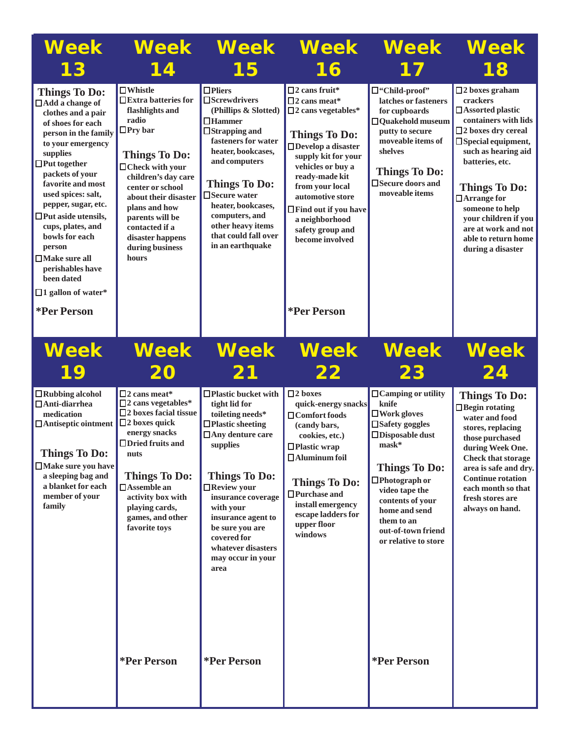## Week 13

**Things To Do:**

- ☐ Add a change of clothes and a pair of shoes for each person in the family to your emergency supplies
- ☐ Put together packets of your favorite and most used spices: salt, pepper, sugar, etc.
- ☐ Put aside utensils, cups, plates, and bowls for each person
- ☐ Make sure all perishables have been dated
- ☐ 1 gallon of water*

*Per Person

## Week 14

- ☐ Whistle
- ☐ Extra batteries for flashlights and radio
- ☐ Pry bar

**Things To Do:**

- ☐ Check with your children's day care center or school about their disaster plans and how parents will be contacted if a disaster happens during business hours

## Week 15

- ☐ Pliers
- ☐ Screwdrivers (Phillips & Slotted)
- ☐ Hammer
- ☐ Strapping and fasteners for water heater, bookcases, and computers

**Things To Do:**

- ☐ Secure water heater, bookcases, computers, and other heavy items that could fall over in an earthquake

## Week 16

- ☐ 2 cans fruit*
- ☐ 2 cans meat*
- ☐ 2 cans vegetables*

**Things To Do:**

- ☐ Develop a disaster supply kit for your vehicles or buy a ready-made kit from your local automotive store
- ☐ Find out if you have a neighborhood safety group and become involved

*Per Person

## Week 17

- ☐ "Child-proof" latches or fasteners for cupboards
- ☐ Quakehold museum putty to secure moveable items of shelves

**Things To Do:**

- ☐ Secure doors and moveable items

## Week 18

- ☐ 2 boxes graham crackers
- ☐ Assorted plastic containers with lids
- ☐ 2 boxes dry cereal
- ☐ Special equipment, such as hearing aid batteries, etc.

**Things To Do:**

- ☐ Arrange for someone to help your children if you are at work and not able to return home during a disaster

## Week 19

- ☐ Rubbing alcohol
- ☐ Anti-diarrhea medication
- ☐ Antiseptic ointment

**Things To Do:**

- ☐ Make sure you have a sleeping bag and a blanket for each member of your family

## Week 20

- ☐ 2 cans meat*
- ☐ 2 cans vegetables*
- ☐ 2 boxes facial tissue
- ☐ 2 boxes quick energy snacks
- ☐ Dried fruits and nuts

**Things To Do:**

- ☐ Assemble an activity box with playing cards, games, and other favorite toys

*Per Person

## Week 21

- ☐ Plastic bucket with tight lid for toileting needs*
- ☐ Plastic sheeting
- ☐ Any denture care supplies

**Things To Do:**

- ☐ Review your insurance coverage with your insurance agent to be sure you are covered for whatever disasters may occur in your area

*Per Person

## Week 22

- ☐ 2 boxes quick-energy snacks
- ☐ Comfort foods (candy bars, cookies, etc.)
- ☐ Plastic wrap
- ☐ Aluminum foil

**Things To Do:**

- ☐ Purchase and install emergency escape ladders for upper floor windows

## Week 23

- ☐ Camping or utility knife
- ☐ Work gloves
- ☐ Safety goggles
- ☐ Disposable dust mask*

**Things To Do:**

- ☐ Photograph or video tape the contents of your home and send them to an out-of-town friend or relative to store

*Per Person

## Week 24

**Things To Do:**

- ☐ Begin rotating water and food stores, replacing those purchased during Week One. Check that storage area is safe and dry. Continue rotation each month so that fresh stores are always on hand.